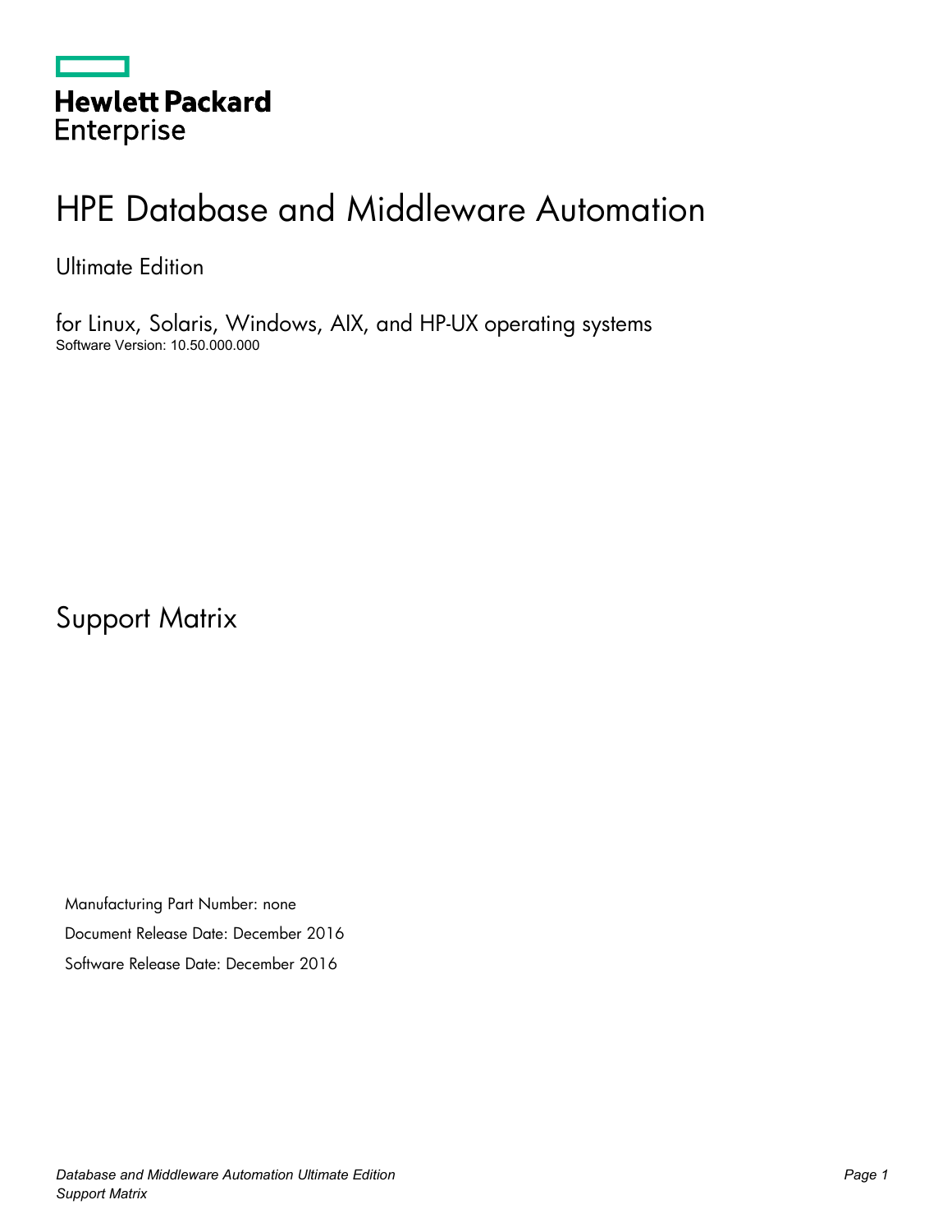Hewlett Packard Enterprise

# HPE Database and Middleware Automation

Ultimate Edition

for Linux, Solaris, Windows, AIX, and HP-UX operating systems
Software Version: 10.50.000.000

# Support Matrix

Manufacturing Part Number: none

Document Release Date: December 2016

Software Release Date: December 2016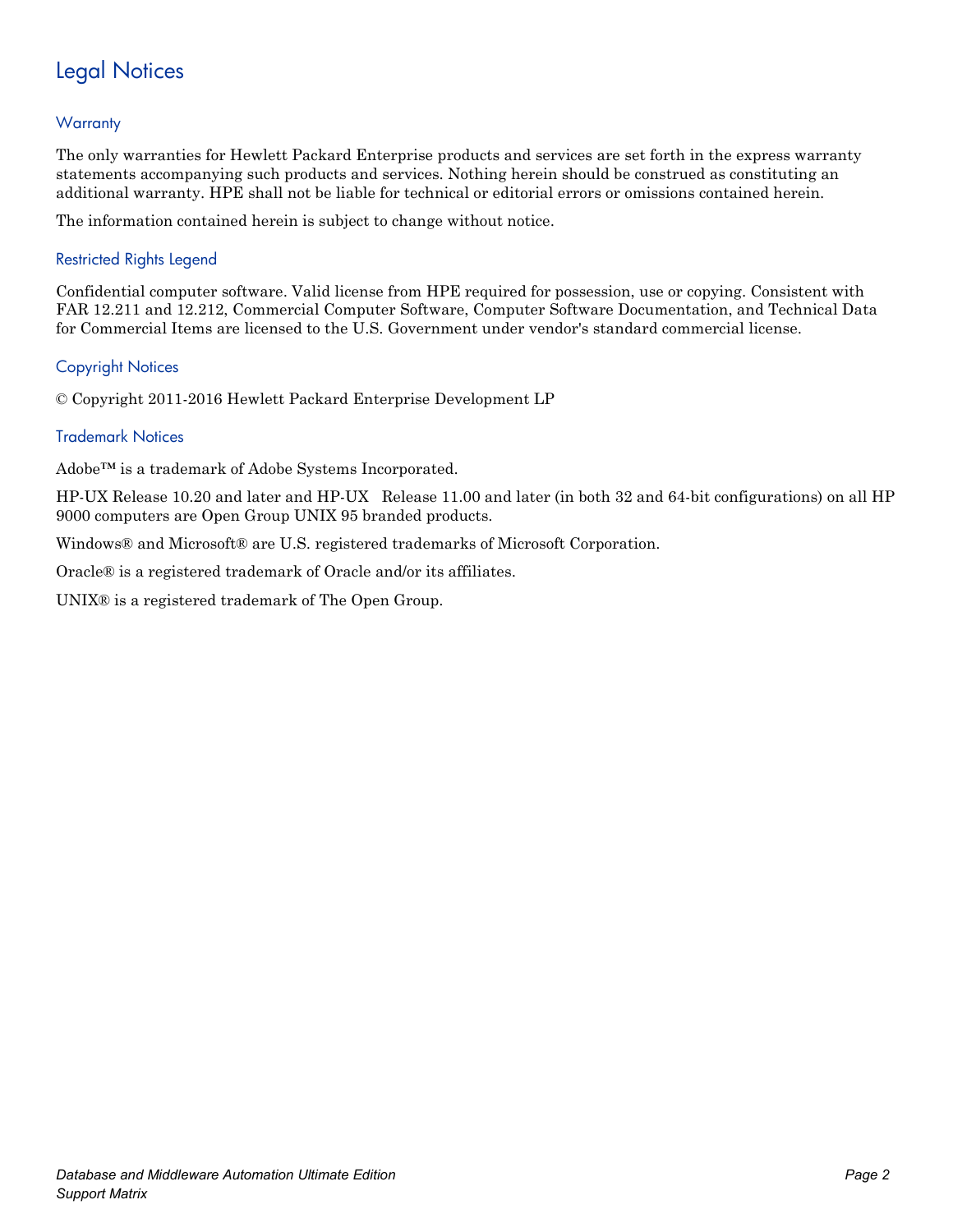# Legal Notices

## Warranty

The only warranties for Hewlett Packard Enterprise products and services are set forth in the express warranty statements accompanying such products and services. Nothing herein should be construed as constituting an additional warranty. HPE shall not be liable for technical or editorial errors or omissions contained herein.

The information contained herein is subject to change without notice.

## Restricted Rights Legend

Confidential computer software. Valid license from HPE required for possession, use or copying. Consistent with FAR 12.211 and 12.212, Commercial Computer Software, Computer Software Documentation, and Technical Data for Commercial Items are licensed to the U.S. Government under vendor's standard commercial license.

## Copyright Notices

© Copyright 2011-2016 Hewlett Packard Enterprise Development LP

## Trademark Notices

Adobe™ is a trademark of Adobe Systems Incorporated.

HP-UX Release 10.20 and later and HP-UX Release 11.00 and later (in both 32 and 64-bit configurations) on all HP 9000 computers are Open Group UNIX 95 branded products.

Windows® and Microsoft® are U.S. registered trademarks of Microsoft Corporation.

Oracle® is a registered trademark of Oracle and/or its affiliates.

UNIX® is a registered trademark of The Open Group.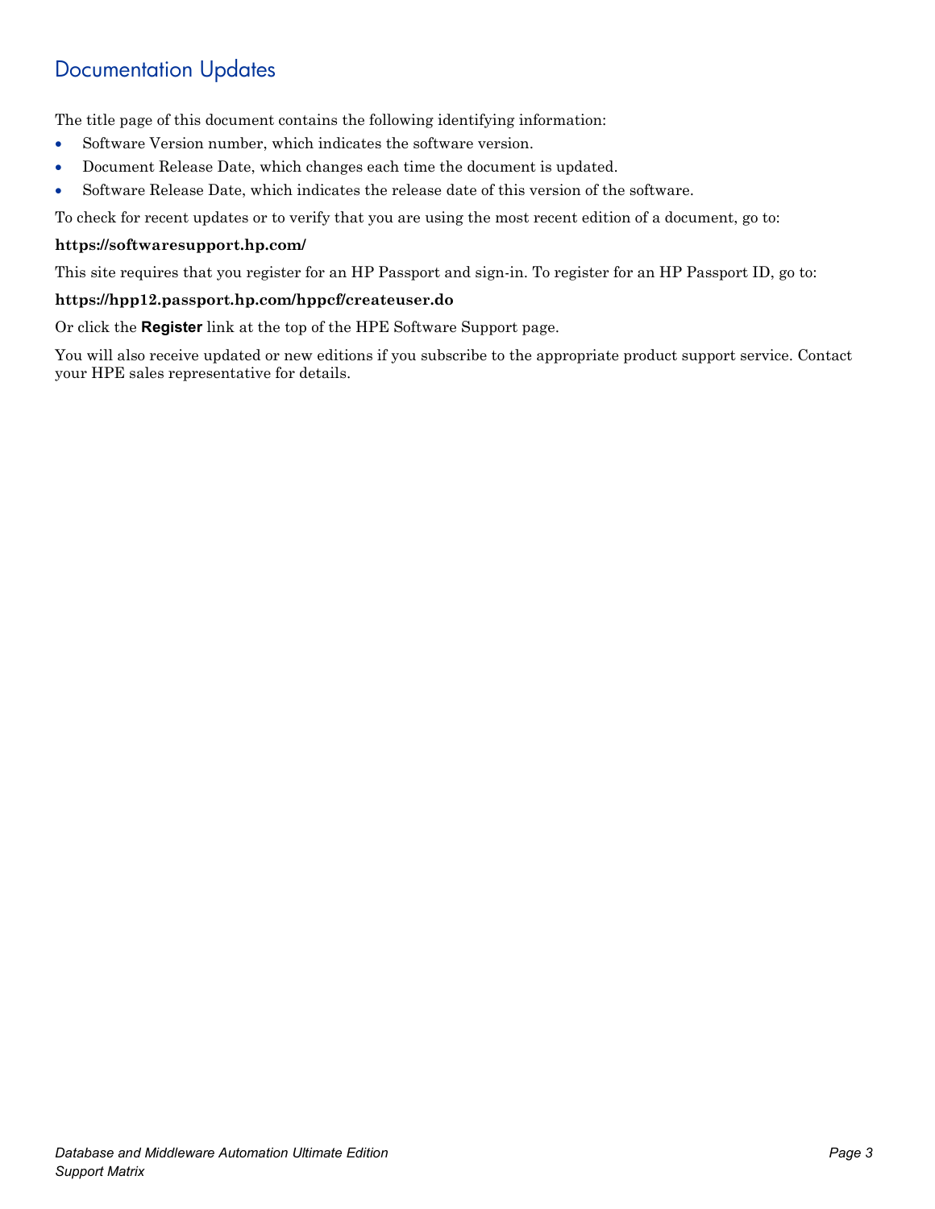## Documentation Updates

The title page of this document contains the following identifying information:

- Software Version number, which indicates the software version.
- Document Release Date, which changes each time the document is updated.
- Software Release Date, which indicates the release date of this version of the software.

To check for recent updates or to verify that you are using the most recent edition of a document, go to:

**https://softwaresupport.hp.com/**

This site requires that you register for an HP Passport and sign-in. To register for an HP Passport ID, go to:

**https://hpp12.passport.hp.com/hppcf/createuser.do**

Or click the **Register** link at the top of the HPE Software Support page.

You will also receive updated or new editions if you subscribe to the appropriate product support service. Contact your HPE sales representative for details.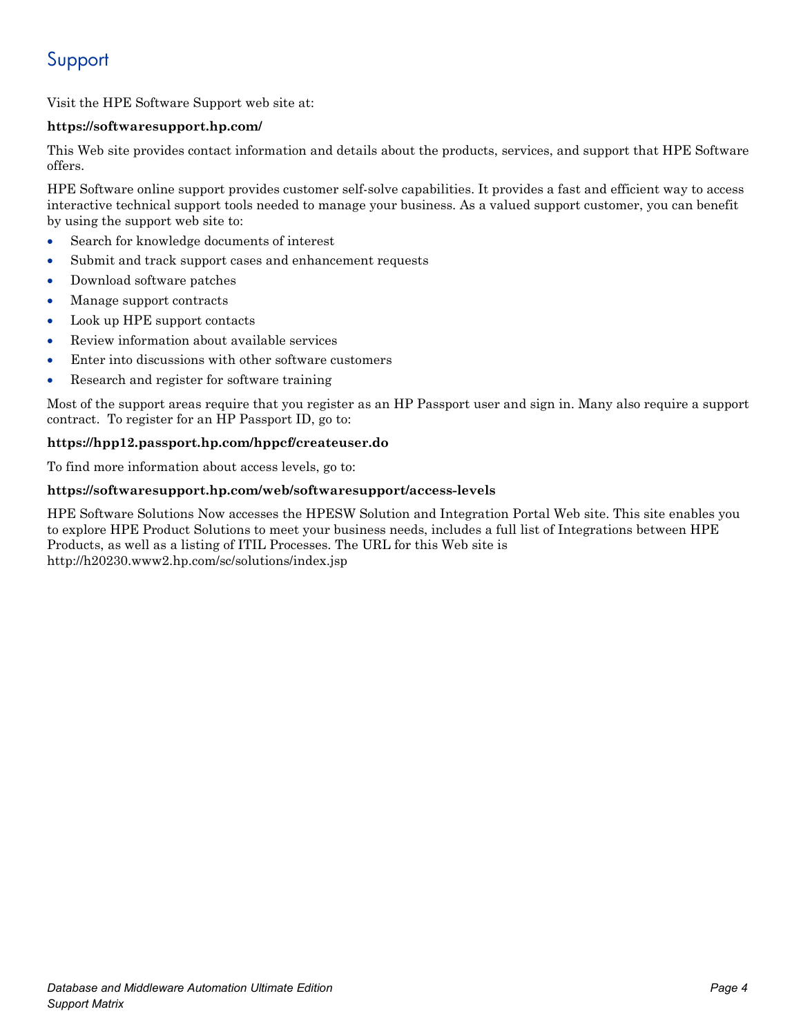# Support

Visit the HPE Software Support web site at:

**https://softwaresupport.hp.com/**

This Web site provides contact information and details about the products, services, and support that HPE Software offers.

HPE Software online support provides customer self-solve capabilities. It provides a fast and efficient way to access interactive technical support tools needed to manage your business. As a valued support customer, you can benefit by using the support web site to:

- Search for knowledge documents of interest
- Submit and track support cases and enhancement requests
- Download software patches
- Manage support contracts
- Look up HPE support contacts
- Review information about available services
- Enter into discussions with other software customers
- Research and register for software training

Most of the support areas require that you register as an HP Passport user and sign in. Many also require a support contract. To register for an HP Passport ID, go to:

**https://hpp12.passport.hp.com/hppcf/createuser.do**

To find more information about access levels, go to:

**https://softwaresupport.hp.com/web/softwaresupport/access-levels**

HPE Software Solutions Now accesses the HPESW Solution and Integration Portal Web site. This site enables you to explore HPE Product Solutions to meet your business needs, includes a full list of Integrations between HPE Products, as well as a listing of ITIL Processes. The URL for this Web site is http://h20230.www2.hp.com/sc/solutions/index.jsp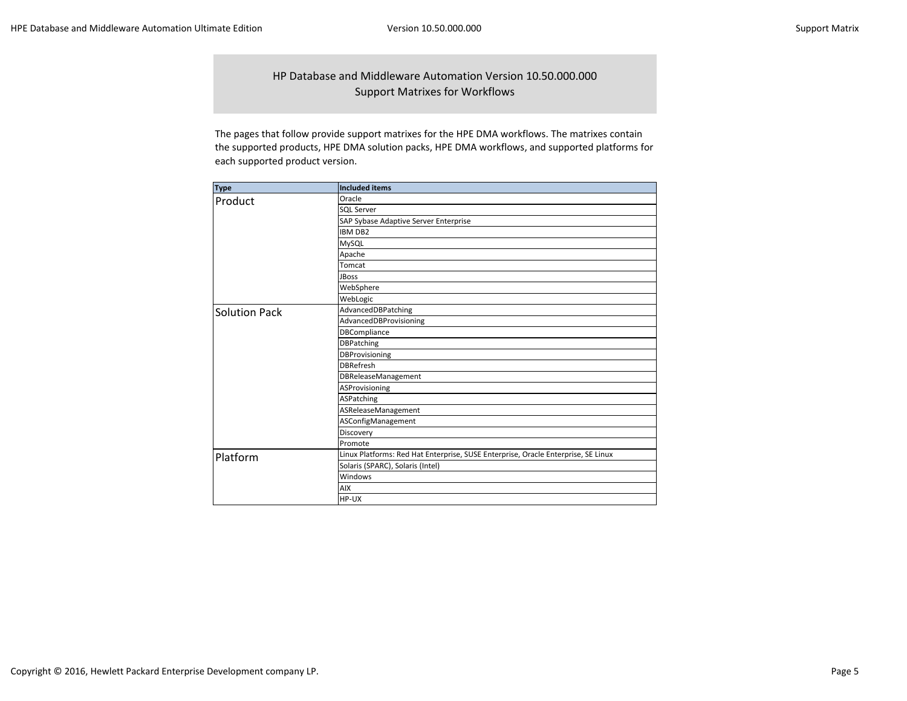# HP Database and Middleware Automation Version 10.50.000.000
## Support Matrixes for Workflows

The pages that follow provide support matrixes for the HPE DMA workflows. The matrixes contain the supported products, HPE DMA solution packs, HPE DMA workflows, and supported platforms for each supported product version.

| Type | Included items |
|---|---|
| Product | Oracle |
| | SQL Server |
| | SAP Sybase Adaptive Server Enterprise |
| | IBM DB2 |
| | MySQL |
| | Apache |
| | Tomcat |
| | JBoss |
| | WebSphere |
| | WebLogic |
| Solution Pack | AdvancedDBPatching |
| | AdvancedDBProvisioning |
| | DBCompliance |
| | DBPatching |
| | DBProvisioning |
| | DBRefresh |
| | DBReleaseManagement |
| | ASProvisioning |
| | ASPatching |
| | ASReleaseManagement |
| | ASConfigManagement |
| | Discovery |
| | Promote |
| Platform | Linux Platforms: Red Hat Enterprise, SUSE Enterprise, Oracle Enterprise, SE Linux |
| | Solaris (SPARC), Solaris (Intel) |
| | Windows |
| | AIX |
| | HP-UX |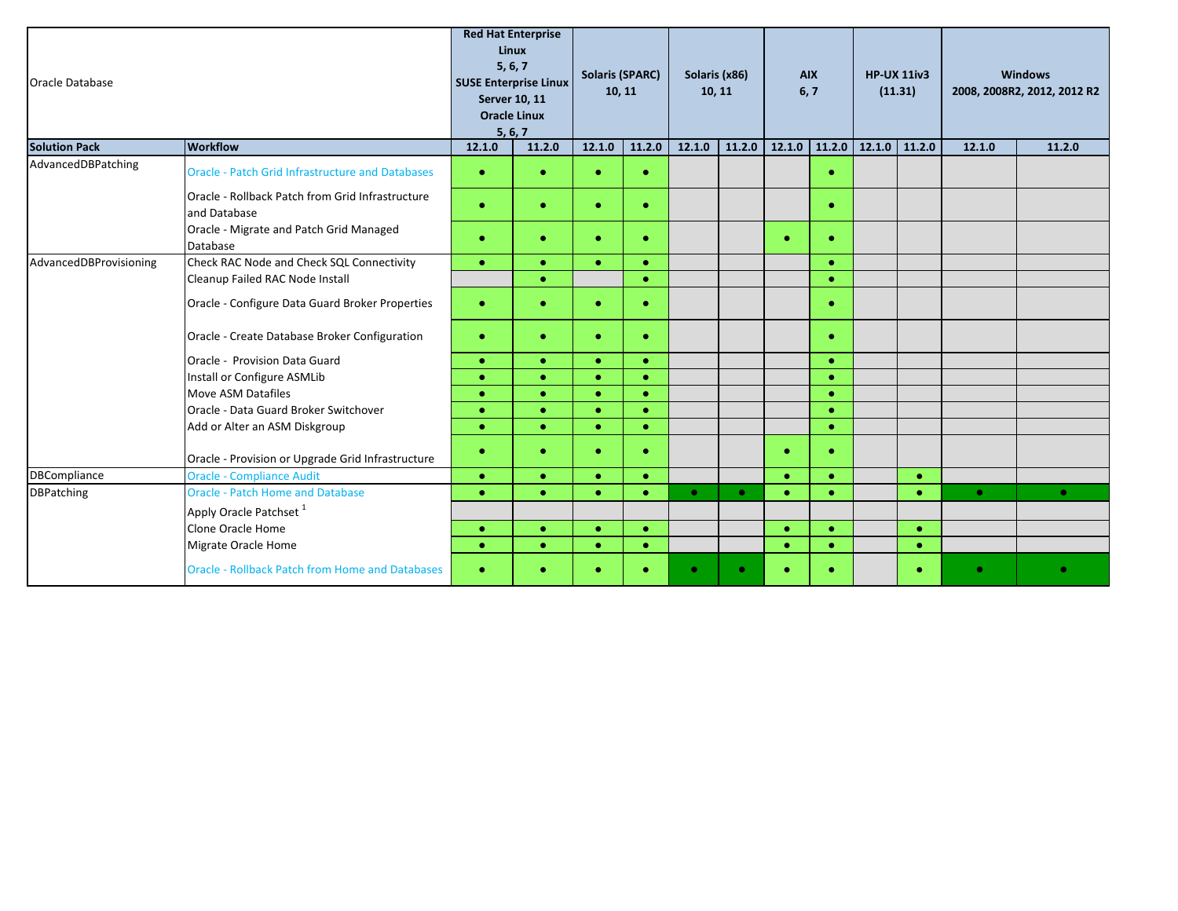| Oracle Database | | Red Hat Enterprise Linux 5, 6, 7 SUSE Enterprise Linux Server 10, 11 Oracle Linux 5, 6, 7 | | Solaris (SPARC) 10, 11 | | Solaris (x86) 10, 11 | | AIX 6, 7 | | HP-UX 11iv3 (11.31) | | Windows 2008, 2008R2, 2012, 2012 R2 | |
|---|---|---|---|---|---|---|---|---|---|---|---|---|---|
| **Solution Pack** | **Workflow** | **12.1.0** | **11.2.0** | **12.1.0** | **11.2.0** | **12.1.0** | **11.2.0** | **12.1.0** | **11.2.0** | **12.1.0** | **11.2.0** | **12.1.0** | **11.2.0** |
| AdvancedDBPatching | Oracle - Patch Grid Infrastructure and Databases | ● | ● | ● | ● | | | | ● | | | | |
| | Oracle - Rollback Patch from Grid Infrastructure and Database | ● | ● | ● | ● | | | | ● | | | | |
| | Oracle - Migrate and Patch Grid Managed Database | ● | ● | ● | ● | | | ● | ● | | | | |
| AdvancedDBProvisioning | Check RAC Node and Check SQL Connectivity | ● | ● | ● | ● | | | | ● | | | | |
| | Cleanup Failed RAC Node Install | | ● | | ● | | | | ● | | | | |
| | Oracle - Configure Data Guard Broker Properties | ● | ● | ● | ● | | | | ● | | | | |
| | Oracle - Create Database Broker Configuration | ● | ● | ● | ● | | | | ● | | | | |
| | Oracle - Provision Data Guard | ● | ● | ● | ● | | | | ● | | | | |
| | Install or Configure ASMLib | ● | ● | ● | ● | | | | ● | | | | |
| | Move ASM Datafiles | ● | ● | ● | ● | | | | ● | | | | |
| | Oracle - Data Guard Broker Switchover | ● | ● | ● | ● | | | | ● | | | | |
| | Add or Alter an ASM Diskgroup | ● | ● | ● | ● | | | | ● | | | | |
| | Oracle - Provision or Upgrade Grid Infrastructure | ● | ● | ● | ● | | | ● | ● | | | | |
| DBCompliance | Oracle - Compliance Audit | ● | ● | ● | ● | | | ● | ● | | ● | | |
| DBPatching | Oracle - Patch Home and Database | ● | ● | ● | ● | ● | ● | ● | ● | | ● | ● | ● |
| | Apply Oracle Patchset [1] | | | | | | | | | | | | |
| | Clone Oracle Home | ● | ● | ● | ● | | | ● | ● | | ● | | |
| | Migrate Oracle Home | ● | ● | ● | ● | | | ● | ● | | ● | | |
| | Oracle - Rollback Patch from Home and Databases | ● | ● | ● | ● | ● | ● | ● | ● | | ● | ● | ● |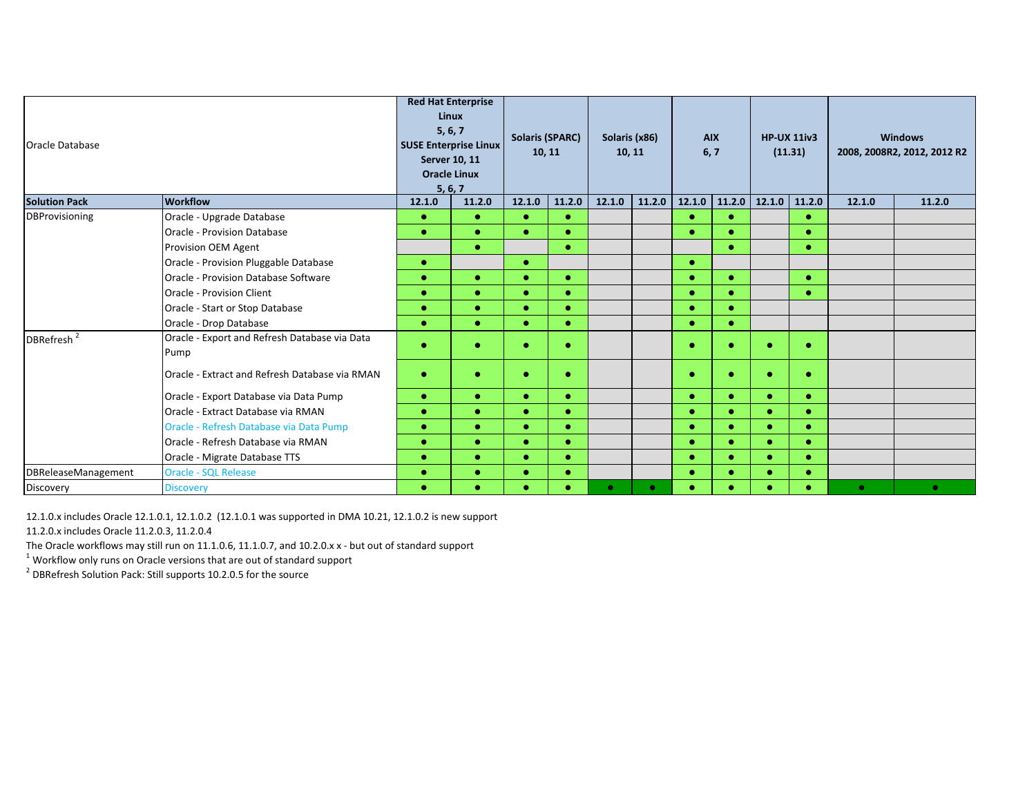| Oracle Database | | Red Hat Enterprise Linux 5, 6, 7 SUSE Enterprise Linux Server 10, 11 Oracle Linux 5, 6, 7 | | Solaris (SPARC) 10, 11 | | Solaris (x86) 10, 11 | | AIX 6, 7 | | HP-UX 11iv3 (11.31) | | Windows 2008, 2008R2, 2012, 2012 R2 | |
|---|---|---|---|---|---|---|---|---|---|---|---|---|---|
| **Solution Pack** | **Workflow** | **12.1.0** | **11.2.0** | **12.1.0** | **11.2.0** | **12.1.0** | **11.2.0** | **12.1.0** | **11.2.0** | **12.1.0** | **11.2.0** | **12.1.0** | **11.2.0** |
| DBProvisioning | Oracle - Upgrade Database | ● | ● | ● | ● | | | ● | ● | | ● | | |
| | Oracle - Provision Database | ● | ● | ● | ● | | | ● | ● | | ● | | |
| | Provision OEM Agent | | ● | | ● | | | | ● | | ● | | |
| | Oracle - Provision Pluggable Database | ● | | ● | | | | ● | | | | | |
| | Oracle - Provision Database Software | ● | ● | ● | ● | | | ● | ● | | ● | | |
| | Oracle - Provision Client | ● | ● | ● | ● | | | ● | ● | | ● | | |
| | Oracle - Start or Stop Database | ● | ● | ● | ● | | | ● | ● | | | | |
| | Oracle - Drop Database | ● | ● | ● | ● | | | ● | ● | | | | |
| DBRefresh [2] | Oracle - Export and Refresh Database via Data Pump | ● | ● | ● | ● | | | ● | ● | ● | ● | | |
| | Oracle - Extract and Refresh Database via RMAN | ● | ● | ● | ● | | | ● | ● | ● | ● | | |
| | Oracle - Export Database via Data Pump | ● | ● | ● | ● | | | ● | ● | ● | ● | | |
| | Oracle - Extract Database via RMAN | ● | ● | ● | ● | | | ● | ● | ● | ● | | |
| | Oracle - Refresh Database via Data Pump | ● | ● | ● | ● | | | ● | ● | ● | ● | | |
| | Oracle - Refresh Database via RMAN | ● | ● | ● | ● | | | ● | ● | ● | ● | | |
| | Oracle - Migrate Database TTS | ● | ● | ● | ● | | | ● | ● | ● | ● | | |
| DBReleaseManagement | Oracle - SQL Release | ● | ● | ● | ● | | | ● | ● | ● | ● | | |
| Discovery | Discovery | ● | ● | ● | ● | ● | ● | ● | ● | ● | ● | ● | ● |

12.1.0.x includes Oracle 12.1.0.1, 12.1.0.2 (12.1.0.1 was supported in DMA 10.21, 12.1.0.2 is new support

11.2.0.x includes Oracle 11.2.0.3, 11.2.0.4

The Oracle workflows may still run on 11.1.0.6, 11.1.0.7, and 10.2.0.x x - but out of standard support

[1] Workflow only runs on Oracle versions that are out of standard support

[2] DBRefresh Solution Pack: Still supports 10.2.0.5 for the source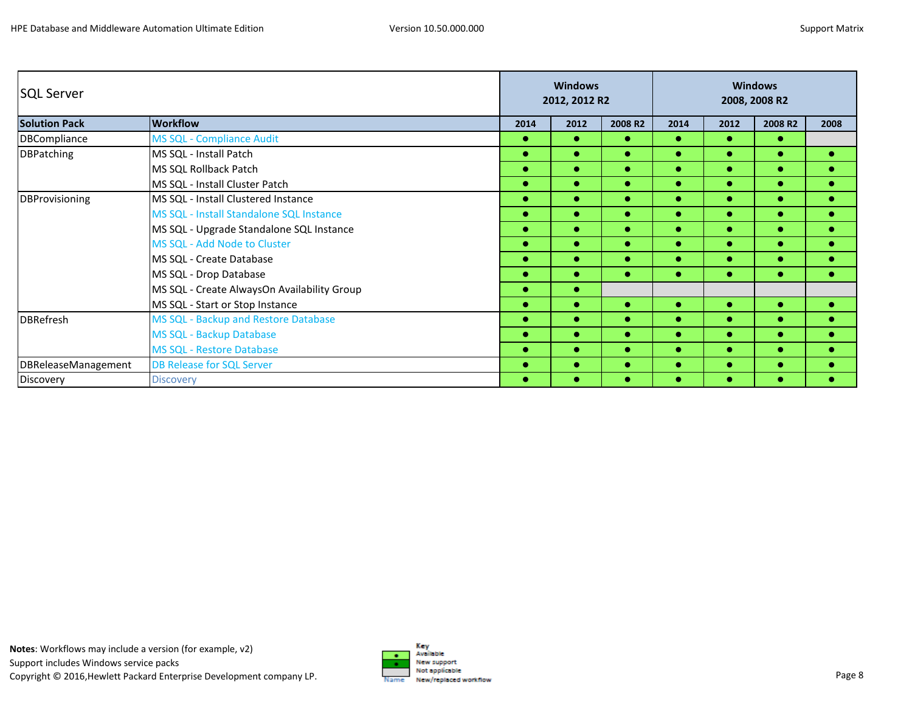| SQL Server | | Windows 2012, 2012 R2 | | | Windows 2008, 2008 R2 | | | |
|---|---|---|---|---|---|---|---|---|
| **Solution Pack** | **Workflow** | **2014** | **2012** | **2008 R2** | **2014** | **2012** | **2008 R2** | **2008** |
| DBCompliance | MS SQL - Compliance Audit | ● | ● | ● | ● | ● | ● | |
| DBPatching | MS SQL - Install Patch | ● | ● | ● | ● | ● | ● | ● |
| | MS SQL Rollback Patch | ● | ● | ● | ● | ● | ● | ● |
| | MS SQL - Install Cluster Patch | ● | ● | ● | ● | ● | ● | ● |
| DBProvisioning | MS SQL - Install Clustered Instance | ● | ● | ● | ● | ● | ● | ● |
| | MS SQL - Install Standalone SQL Instance | ● | ● | ● | ● | ● | ● | ● |
| | MS SQL - Upgrade Standalone SQL Instance | ● | ● | ● | ● | ● | ● | ● |
| | MS SQL - Add Node to Cluster | ● | ● | ● | ● | ● | ● | ● |
| | MS SQL - Create Database | ● | ● | ● | ● | ● | ● | ● |
| | MS SQL - Drop Database | ● | ● | ● | ● | ● | ● | ● |
| | MS SQL - Create AlwaysOn Availability Group | ● | ● | | | | | |
| | MS SQL - Start or Stop Instance | ● | ● | ● | ● | ● | ● | ● |
| DBRefresh | MS SQL - Backup and Restore Database | ● | ● | ● | ● | ● | ● | ● |
| | MS SQL - Backup Database | ● | ● | ● | ● | ● | ● | ● |
| | MS SQL - Restore Database | ● | ● | ● | ● | ● | ● | ● |
| DBReleaseManagement | DB Release for SQL Server | ● | ● | ● | ● | ● | ● | ● |
| Discovery | Discovery | ● | ● | ● | ● | ● | ● | ● |

**Notes**: Workflows may include a version (for example, v2)
Support includes Windows service packs
Copyright © 2016,Hewlett Packard Enterprise Development company LP.

Key
- Available
- New support
- Not applicable
- Name: New/replaced workflow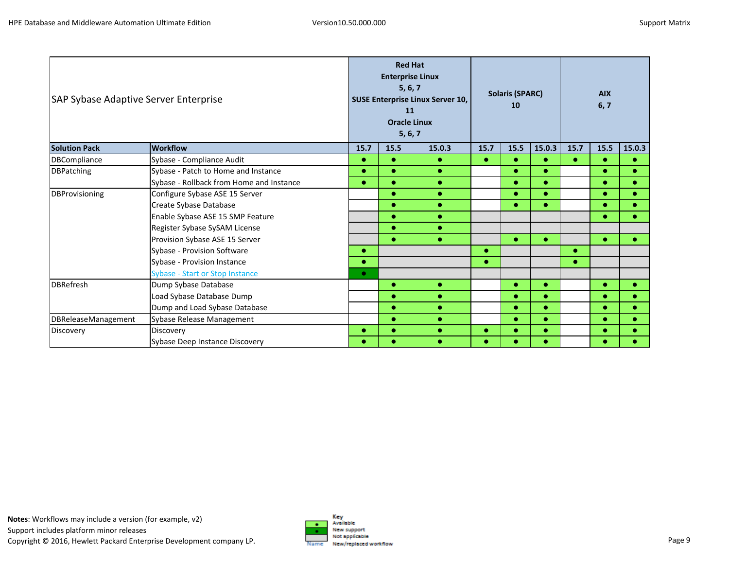| SAP Sybase Adaptive Server Enterprise | | Red Hat Enterprise Linux 5, 6, 7 SUSE Enterprise Linux Server 10, 11 Oracle Linux 5, 6, 7 | | | Solaris (SPARC) 10 | | | AIX 6, 7 | | |
|---|---|---|---|---|---|---|---|---|---|---|
| **Solution Pack** | **Workflow** | **15.7** | **15.5** | **15.0.3** | **15.7** | **15.5** | **15.0.3** | **15.7** | **15.5** | **15.0.3** |
| DBCompliance | Sybase - Compliance Audit | ● | ● | ● | ● | ● | ● | ● | ● | ● |
| DBPatching | Sybase - Patch to Home and Instance | ● | ● | ● | | ● | ● | | ● | ● |
| | Sybase - Rollback from Home and Instance | ● | ● | ● | | ● | ● | | ● | ● |
| DBProvisioning | Configure Sybase ASE 15 Server | | ● | ● | | ● | ● | | ● | ● |
| | Create Sybase Database | | ● | ● | | ● | ● | | ● | ● |
| | Enable Sybase ASE 15 SMP Feature | | ● | ● | | | | | ● | ● |
| | Register Sybase SySAM License | | ● | ● | | | | | | |
| | Provision Sybase ASE 15 Server | | ● | ● | | ● | ● | | ● | ● |
| | Sybase - Provision Software | ● | | | ● | | | ● | | |
| | Sybase - Provision Instance | ● | | | ● | | | ● | | |
| | Sybase - Start or Stop Instance | ● | | | | | | | | |
| DBRefresh | Dump Sybase Database | | ● | ● | | ● | ● | | ● | ● |
| | Load Sybase Database Dump | | ● | ● | | ● | ● | | ● | ● |
| | Dump and Load Sybase Database | | ● | ● | | ● | ● | | ● | ● |
| DBReleaseManagement | Sybase Release Management | | ● | ● | | ● | ● | | ● | ● |
| Discovery | Discovery | ● | ● | ● | ● | ● | ● | | ● | ● |
| | Sybase Deep Instance Discovery | ● | ● | ● | ● | ● | ● | | ● | ● |

**Notes**: Workflows may include a version (for example, v2)
Support includes platform minor releases
Copyright © 2016, Hewlett Packard Enterprise Development company LP.

Key
● Available
● New support
Not applicable
Name New/replaced workflow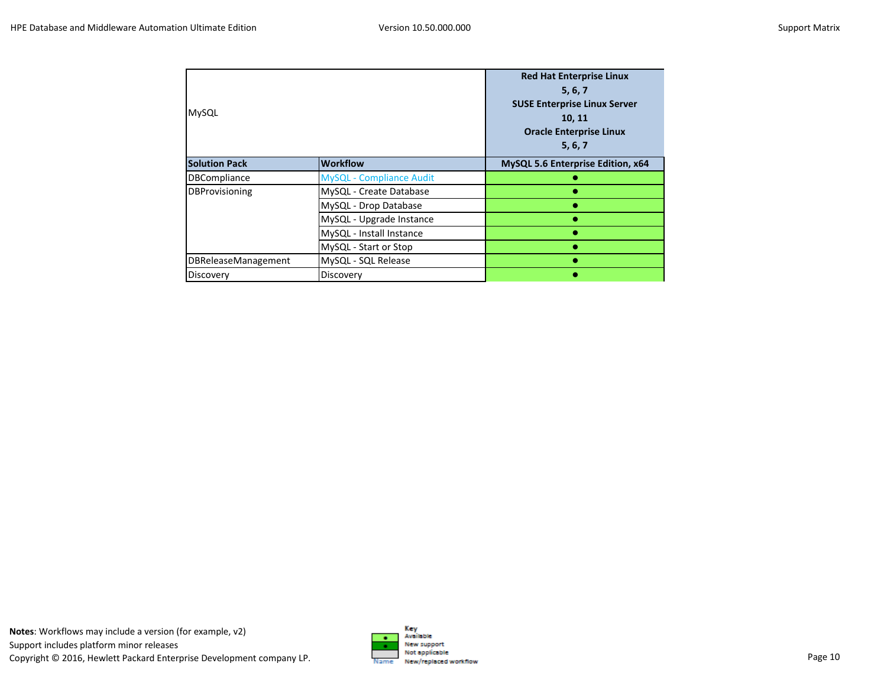| MySQL | | Red Hat Enterprise Linux 5, 6, 7 SUSE Enterprise Linux Server 10, 11 Oracle Enterprise Linux 5, 6, 7 |
|---|---|---|
| **Solution Pack** | **Workflow** | **MySQL 5.6 Enterprise Edition, x64** |
| DBCompliance | MySQL - Compliance Audit | ● |
| DBProvisioning | MySQL - Create Database | ● |
| | MySQL - Drop Database | ● |
| | MySQL - Upgrade Instance | ● |
| | MySQL - Install Instance | ● |
| | MySQL - Start or Stop | ● |
| DBReleaseManagement | MySQL - SQL Release | ● |
| Discovery | Discovery | ● |

**Notes**: Workflows may include a version (for example, v2)
Support includes platform minor releases
Copyright © 2016, Hewlett Packard Enterprise Development company LP.

Key
- Available
- New support
- Not applicable
- Name: New/replaced workflow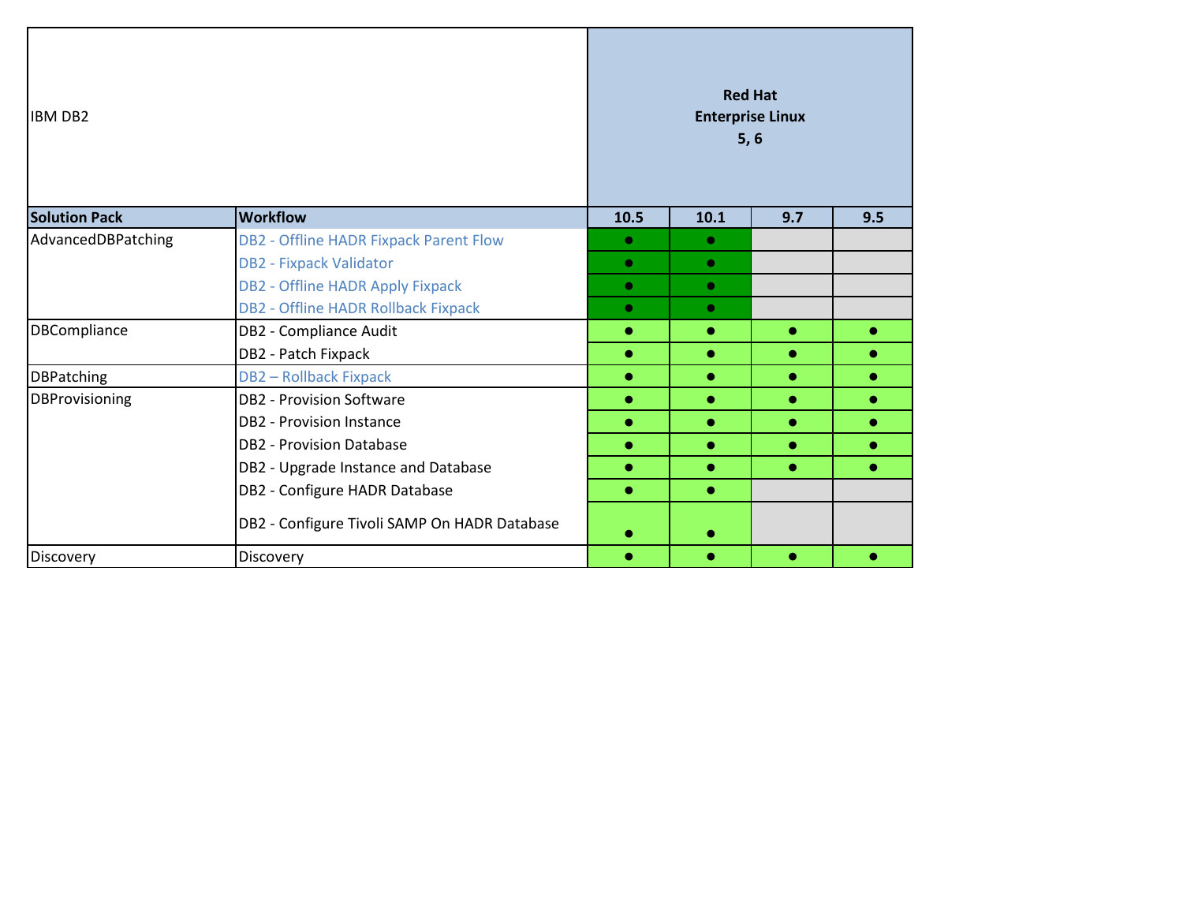| IBM DB2 | | Red Hat Enterprise Linux 5, 6 | | | |
|---|---|---|---|---|---|
| **Solution Pack** | **Workflow** | **10.5** | **10.1** | **9.7** | **9.5** |
| AdvancedDBPatching | DB2 - Offline HADR Fixpack Parent Flow | ● | ● | | |
| | DB2 - Fixpack Validator | ● | ● | | |
| | DB2 - Offline HADR Apply Fixpack | ● | ● | | |
| | DB2 - Offline HADR Rollback Fixpack | ● | ● | | |
| DBCompliance | DB2 - Compliance Audit | ● | ● | ● | ● |
| | DB2 - Patch Fixpack | ● | ● | ● | ● |
| DBPatching | DB2 – Rollback Fixpack | ● | ● | ● | ● |
| DBProvisioning | DB2 - Provision Software | ● | ● | ● | ● |
| | DB2 - Provision Instance | ● | ● | ● | ● |
| | DB2 - Provision Database | ● | ● | ● | ● |
| | DB2 - Upgrade Instance and Database | ● | ● | ● | ● |
| | DB2 - Configure HADR Database | ● | ● | | |
| | DB2 - Configure Tivoli SAMP On HADR Database | ● | ● | | |
| Discovery | Discovery | ● | ● | ● | ● |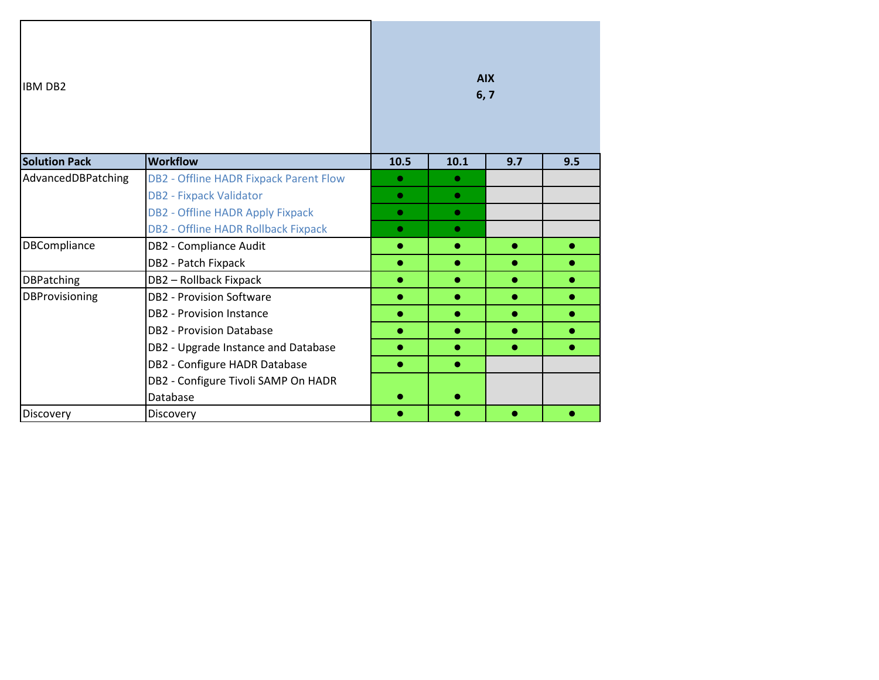| IBM DB2 | | AIX 6, 7 | | | |
|---|---|---|---|---|---|
| **Solution Pack** | **Workflow** | **10.5** | **10.1** | **9.7** | **9.5** |
| AdvancedDBPatching | DB2 - Offline HADR Fixpack Parent Flow | ● | ● | | |
| | DB2 - Fixpack Validator | ● | ● | | |
| | DB2 - Offline HADR Apply Fixpack | ● | ● | | |
| | DB2 - Offline HADR Rollback Fixpack | ● | ● | | |
| DBCompliance | DB2 - Compliance Audit | ● | ● | ● | ● |
| | DB2 - Patch Fixpack | ● | ● | ● | ● |
| DBPatching | DB2 – Rollback Fixpack | ● | ● | ● | ● |
| DBProvisioning | DB2 - Provision Software | ● | ● | ● | ● |
| | DB2 - Provision Instance | ● | ● | ● | ● |
| | DB2 - Provision Database | ● | ● | ● | ● |
| | DB2 - Upgrade Instance and Database | ● | ● | ● | ● |
| | DB2 - Configure HADR Database | ● | ● | | |
| | DB2 - Configure Tivoli SAMP On HADR Database | ● | ● | | |
| Discovery | Discovery | ● | ● | ● | ● |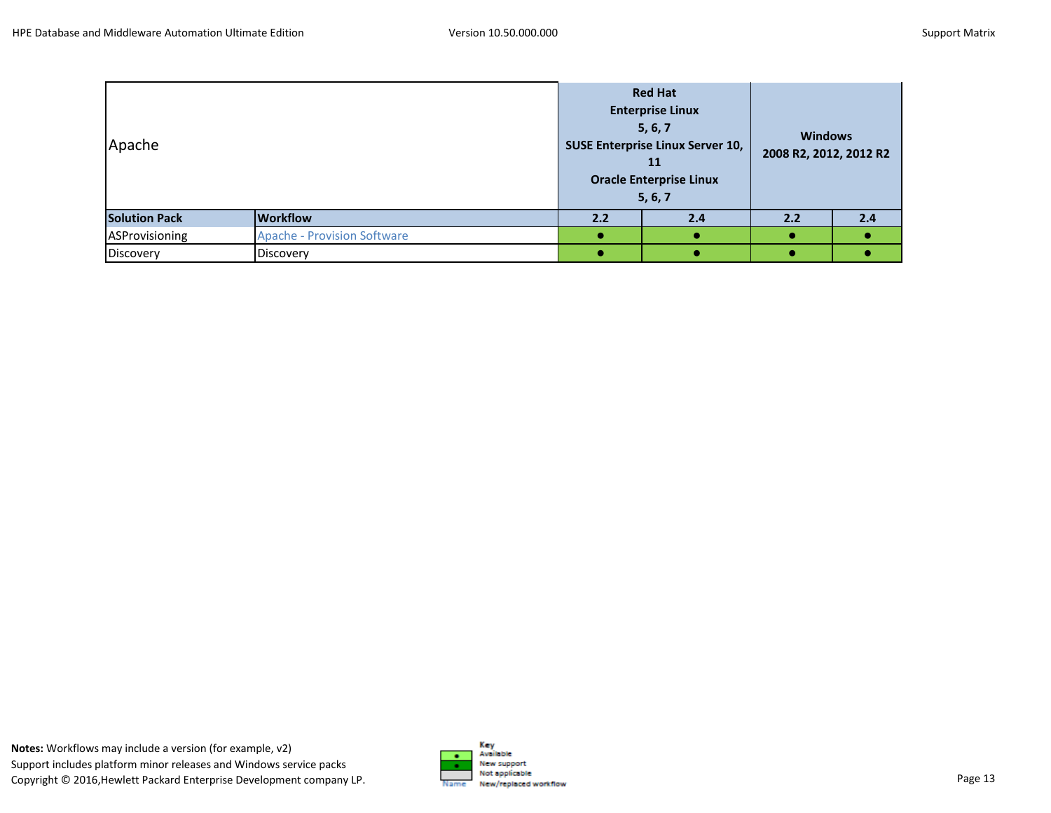| Apache | | Red Hat Enterprise Linux 5, 6, 7 SUSE Enterprise Linux Server 10, 11 Oracle Enterprise Linux 5, 6, 7 | | Windows 2008 R2, 2012, 2012 R2 | |
|---|---|---|---|---|---|
| **Solution Pack** | **Workflow** | **2.2** | **2.4** | **2.2** | **2.4** |
| ASProvisioning | Apache - Provision Software | ● | ● | ● | ● |
| Discovery | Discovery | ● | ● | ● | ● |

**Notes:** Workflows may include a version (for example, v2)
Support includes platform minor releases and Windows service packs
Copyright © 2016,Hewlett Packard Enterprise Development company LP.

Key
- ● Available
- ● New support
- Not applicable
- Name New/replaced workflow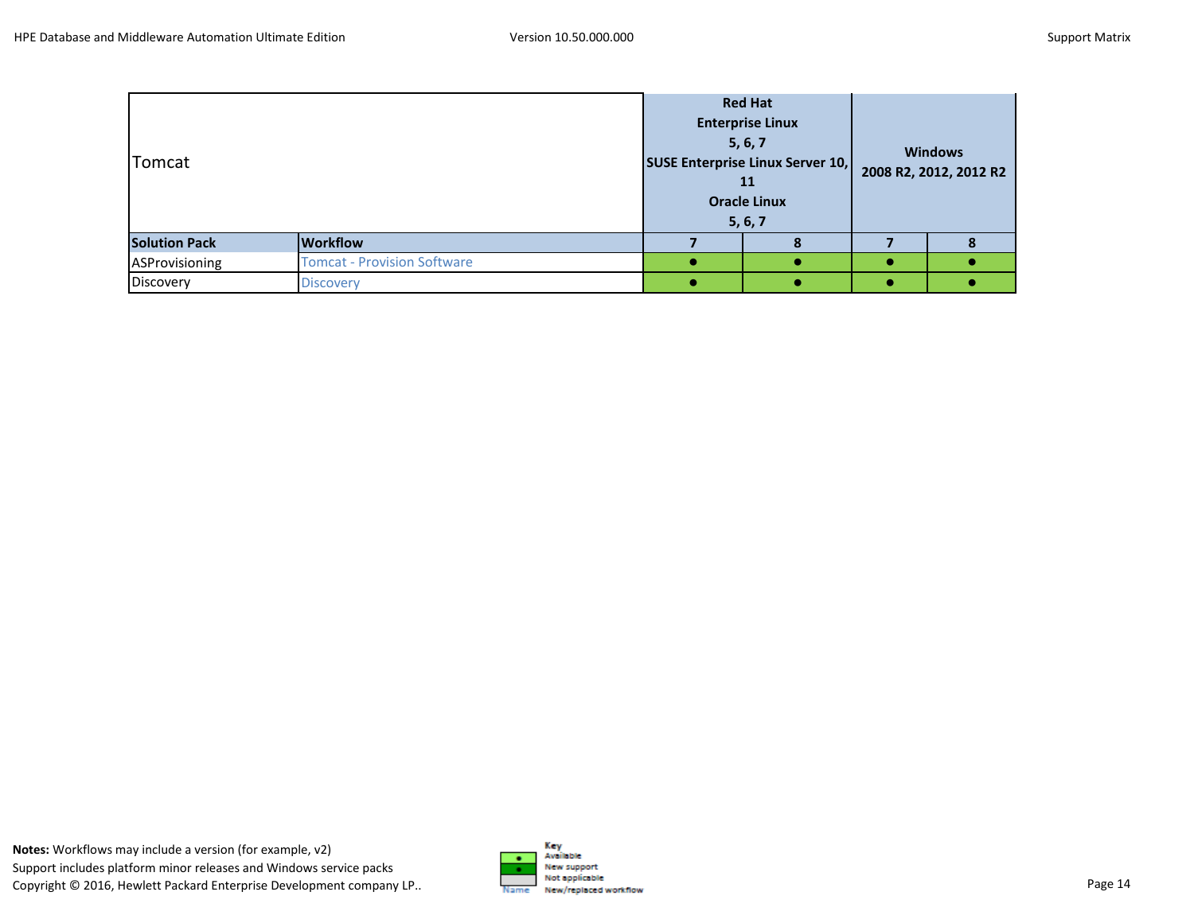| Tomcat | | Red Hat Enterprise Linux 5, 6, 7 SUSE Enterprise Linux Server 10, 11 Oracle Linux 5, 6, 7 | | Windows 2008 R2, 2012, 2012 R2 | |
|---|---|---|---|---|---|
| **Solution Pack** | **Workflow** | **7** | **8** | **7** | **8** |
| ASProvisioning | Tomcat - Provision Software | ● | ● | ● | ● |
| Discovery | Discovery | ● | ● | ● | ● |

**Notes:** Workflows may include a version (for example, v2)
Support includes platform minor releases and Windows service packs
Copyright © 2016, Hewlett Packard Enterprise Development company LP..

Key
- Available
- New support
- Not applicable
- Name: New/replaced workflow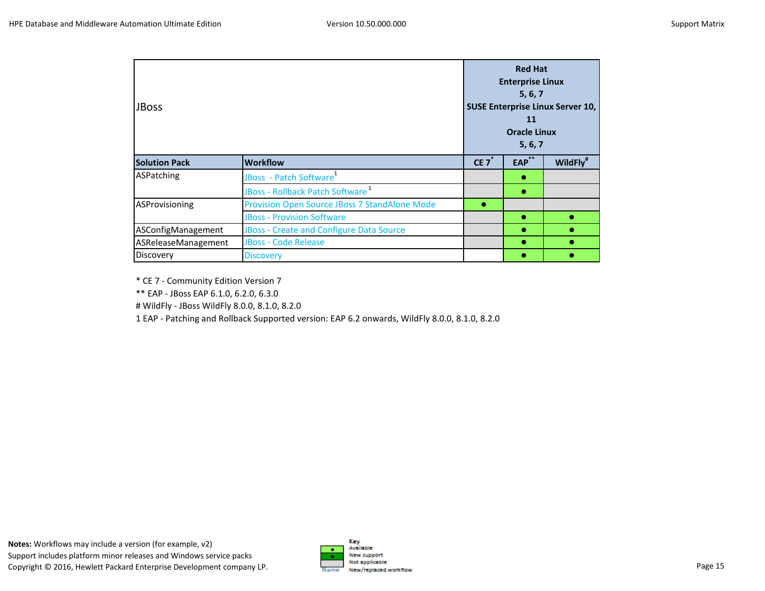| JBoss | | Red Hat Enterprise Linux 5, 6, 7 SUSE Enterprise Linux Server 10, 11 Oracle Linux 5, 6, 7 | | |
|---|---|---|---|---|
| **Solution Pack** | **Workflow** | **CE 7*** | **EAP**** | **WildFly#** |
| ASPatching | JBoss - Patch Software[1] | | ● | |
| | JBoss - Rollback Patch Software[1] | | ● | |
| ASProvisioning | Provision Open Source JBoss 7 StandAlone Mode | ● | | |
| | JBoss - Provision Software | | ● | ● |
| ASConfigManagement | JBoss - Create and Configure Data Source | | ● | ● |
| ASReleaseManagement | JBoss - Code Release | | ● | ● |
| Discovery | Discovery | | ● | ● |

\* CE 7 - Community Edition Version 7

\*\* EAP - JBoss EAP 6.1.0, 6.2.0, 6.3.0

\# WildFly - JBoss WildFly 8.0.0, 8.1.0, 8.2.0

1 EAP - Patching and Rollback Supported version: EAP 6.2 onwards, WildFly 8.0.0, 8.1.0, 8.2.0

**Notes:** Workflows may include a version (for example, v2)
Support includes platform minor releases and Windows service packs
Copyright © 2016, Hewlett Packard Enterprise Development company LP.

Key
- ● Available
- ● New support
- Not applicable
- Name: New/replaced workflow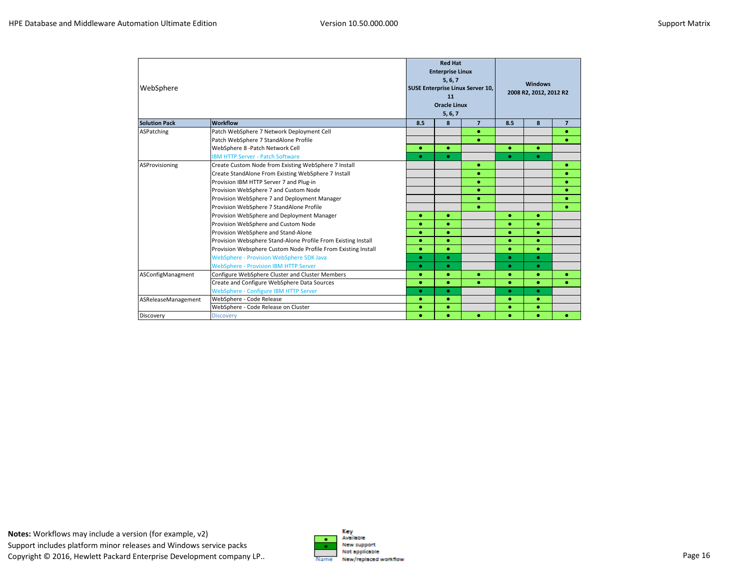| WebSphere | | Red Hat Enterprise Linux 5, 6, 7 SUSE Enterprise Linux Server 10, 11 Oracle Linux 5, 6, 7 | | | Windows 2008 R2, 2012, 2012 R2 | | |
|---|---|---|---|---|---|---|---|
| **Solution Pack** | **Workflow** | **8.5** | **8** | **7** | **8.5** | **8** | **7** |
| ASPatching | Patch WebSphere 7 Network Deployment Cell | | | ● | | | ● |
| | Patch WebSphere 7 StandAlone Profile | | | ● | | | ● |
| | WebSphere 8 -Patch Network Cell | ● | ● | | ● | ● | |
| | IBM HTTP Server - Patch Software | ● | ● | | ● | ● | |
| ASProvisioning | Create Custom Node from Existing WebSphere 7 Install | | | ● | | | ● |
| | Create StandAlone From Existing WebSphere 7 Install | | | ● | | | ● |
| | Provision IBM HTTP Server 7 and Plug-in | | | ● | | | ● |
| | Provision WebSphere 7 and Custom Node | | | ● | | | ● |
| | Provision WebSphere 7 and Deployment Manager | | | ● | | | ● |
| | Provision WebSphere 7 StandAlone Profile | | | ● | | | ● |
| | Provision WebSphere and Deployment Manager | ● | ● | | ● | ● | |
| | Provision WebSphere and Custom Node | ● | ● | | ● | ● | |
| | Provision WebSphere and Stand-Alone | ● | ● | | ● | ● | |
| | Provision Websphere Stand-Alone Profile From Existing Install | ● | ● | | ● | ● | |
| | Provision Websphere Custom Node Profile From Existing Install | ● | ● | | ● | ● | |
| | WebSphere - Provision WebSphere SDK Java | ● | ● | | ● | ● | |
| | WebSphere - Provision IBM HTTP Server | ● | ● | | ● | ● | |
| ASConfigManagment | Configure WebSphere Cluster and Cluster Members | ● | ● | ● | ● | ● | ● |
| | Create and Configure WebSphere Data Sources | ● | ● | ● | ● | ● | ● |
| | WebSphere - Configure IBM HTTP Server | ● | ● | | ● | ● | |
| ASReleaseManagement | WebSphere - Code Release | ● | ● | | ● | ● | |
| | WebSphere - Code Release on Cluster | ● | ● | | ● | ● | |
| Discovery | Discovery | ● | ● | ● | ● | ● | ● |

**Notes:** Workflows may include a version (for example, v2)
Support includes platform minor releases and Windows service packs
Copyright © 2016, Hewlett Packard Enterprise Development company LP..

Key
- ● Available
- ● New support
- Not applicable
- Name: New/replaced workflow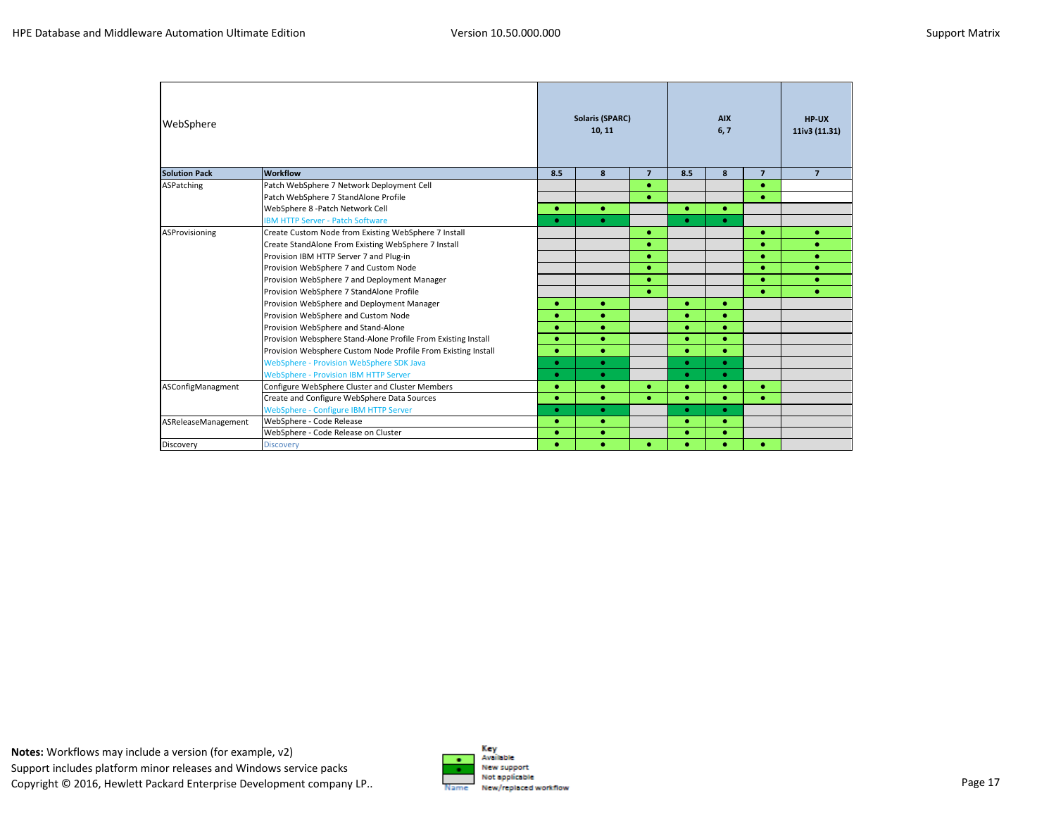| WebSphere | | Solaris (SPARC) 10, 11 | | | AIX 6, 7 | | | HP-UX 11iv3 (11.31) |
|---|---|---|---|---|---|---|---|---|
| **Solution Pack** | **Workflow** | **8.5** | **8** | **7** | **8.5** | **8** | **7** | **7** |
| ASPatching | Patch WebSphere 7 Network Deployment Cell | | | ● | | | ● | |
| | Patch WebSphere 7 StandAlone Profile | | | ● | | | ● | |
| | WebSphere 8 -Patch Network Cell | ● | ● | | ● | ● | | |
| | IBM HTTP Server - Patch Software | ● | ● | | ● | ● | | |
| ASProvisioning | Create Custom Node from Existing WebSphere 7 Install | | | ● | | | ● | ● |
| | Create StandAlone From Existing WebSphere 7 Install | | | ● | | | ● | ● |
| | Provision IBM HTTP Server 7 and Plug-in | | | ● | | | ● | ● |
| | Provision WebSphere 7 and Custom Node | | | ● | | | ● | ● |
| | Provision WebSphere 7 and Deployment Manager | | | ● | | | ● | ● |
| | Provision WebSphere 7 StandAlone Profile | | | ● | | | ● | ● |
| | Provision WebSphere and Deployment Manager | ● | ● | | ● | ● | | |
| | Provision WebSphere and Custom Node | ● | ● | | ● | ● | | |
| | Provision WebSphere and Stand-Alone | ● | ● | | ● | ● | | |
| | Provision Websphere Stand-Alone Profile From Existing Install | ● | ● | | ● | ● | | |
| | Provision Websphere Custom Node Profile From Existing Install | ● | ● | | ● | ● | | |
| | WebSphere - Provision WebSphere SDK Java | ● | ● | | ● | ● | | |
| | WebSphere - Provision IBM HTTP Server | ● | ● | | ● | ● | | |
| ASConfigManagment | Configure WebSphere Cluster and Cluster Members | ● | ● | ● | ● | ● | ● | |
| | Create and Configure WebSphere Data Sources | ● | ● | ● | ● | ● | ● | |
| | WebSphere - Configure IBM HTTP Server | ● | ● | | ● | ● | | |
| ASReleaseManagement | WebSphere - Code Release | ● | ● | | ● | ● | | |
| | WebSphere - Code Release on Cluster | ● | ● | | ● | ● | | |
| Discovery | Discovery | ● | ● | ● | ● | ● | ● | |

**Notes:** Workflows may include a version (for example, v2)
Support includes platform minor releases and Windows service packs
Copyright © 2016, Hewlett Packard Enterprise Development company LP..

Key
- ● Available
- ● New support
- Not applicable
- Name: New/replaced workflow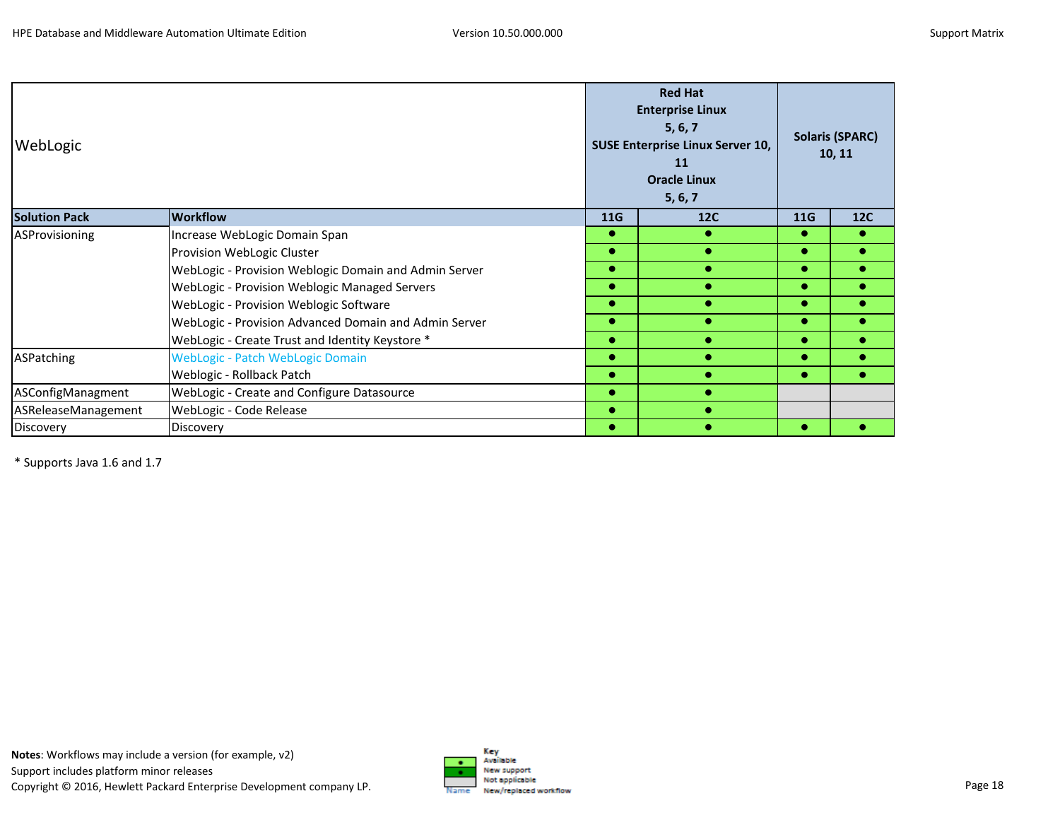| WebLogic | | Red Hat Enterprise Linux 5, 6, 7 SUSE Enterprise Linux Server 10, 11 Oracle Linux 5, 6, 7 | | Solaris (SPARC) 10, 11 | |
|---|---|---|---|---|---|
| **Solution Pack** | **Workflow** | **11G** | **12C** | **11G** | **12C** |
| ASProvisioning | Increase WebLogic Domain Span | ● | ● | ● | ● |
| | Provision WebLogic Cluster | ● | ● | ● | ● |
| | WebLogic - Provision Weblogic Domain and Admin Server | ● | ● | ● | ● |
| | WebLogic - Provision Weblogic Managed Servers | ● | ● | ● | ● |
| | WebLogic - Provision Weblogic Software | ● | ● | ● | ● |
| | WebLogic - Provision Advanced Domain and Admin Server | ● | ● | ● | ● |
| | WebLogic - Create Trust and Identity Keystore * | ● | ● | ● | ● |
| ASPatching | WebLogic - Patch WebLogic Domain | ● | ● | ● | ● |
| | Weblogic - Rollback Patch | ● | ● | ● | ● |
| ASConfigManagment | WebLogic - Create and Configure Datasource | ● | ● | | |
| ASReleaseManagement | WebLogic - Code Release | ● | ● | | |
| Discovery | Discovery | ● | ● | ● | ● |

\* Supports Java 1.6 and 1.7

**Notes**: Workflows may include a version (for example, v2)
Support includes platform minor releases
Copyright © 2016, Hewlett Packard Enterprise Development company LP.

Key
- Available
- New support
- Not applicable
- Name: New/replaced workflow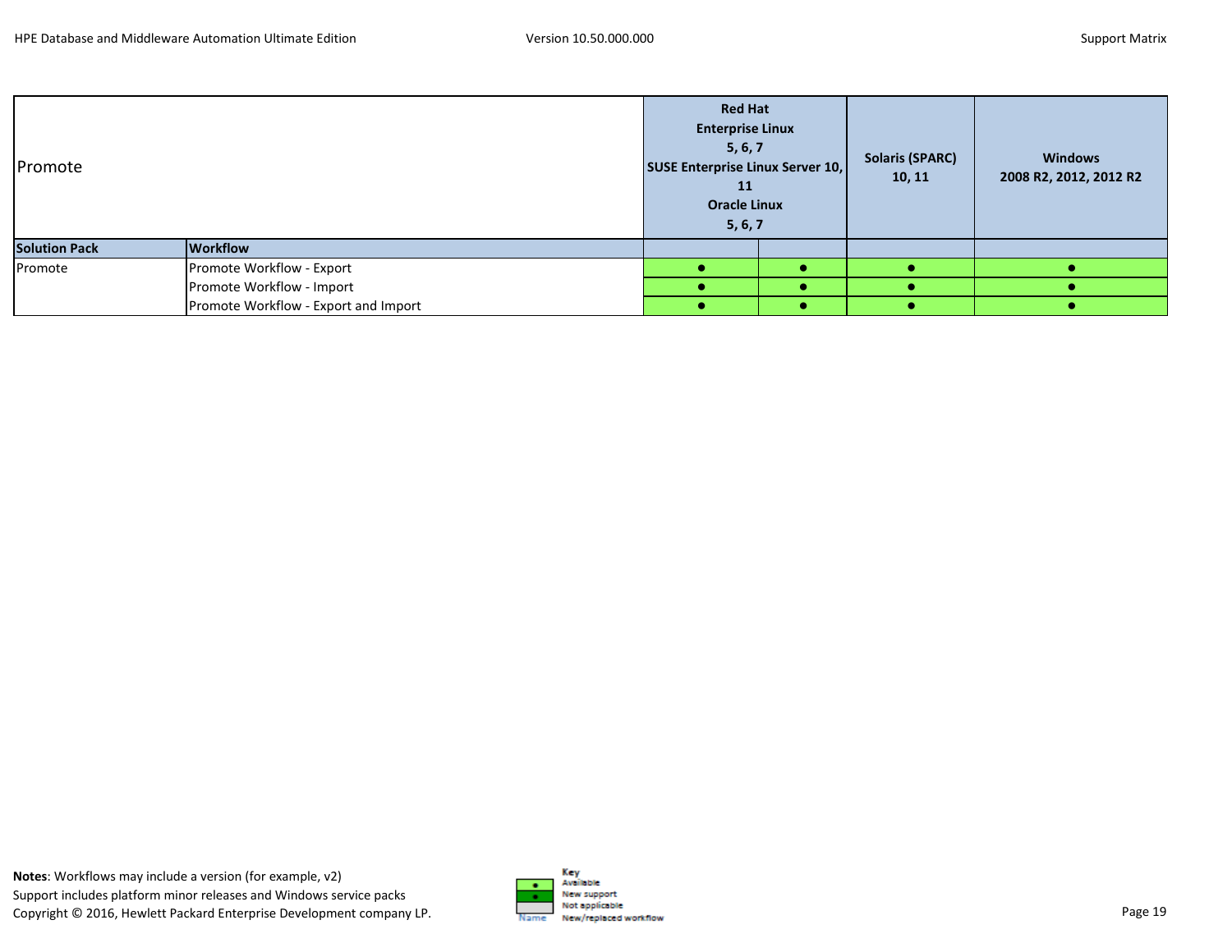| Promote | | Red Hat Enterprise Linux 5, 6, 7 SUSE Enterprise Linux Server 10, 11 Oracle Linux 5, 6, 7 | | Solaris (SPARC) 10, 11 | Windows 2008 R2, 2012, 2012 R2 |
|---|---|---|---|---|---|
| **Solution Pack** | **Workflow** | | | | |
| Promote | Promote Workflow - Export | ● | ● | ● | ● |
| | Promote Workflow - Import | ● | ● | ● | ● |
| | Promote Workflow - Export and Import | ● | ● | ● | ● |

**Notes**: Workflows may include a version (for example, v2)
Support includes platform minor releases and Windows service packs
Copyright © 2016, Hewlett Packard Enterprise Development company LP.

Key
- ● Available
- ● New support
- Not applicable
- Name New/replaced workflow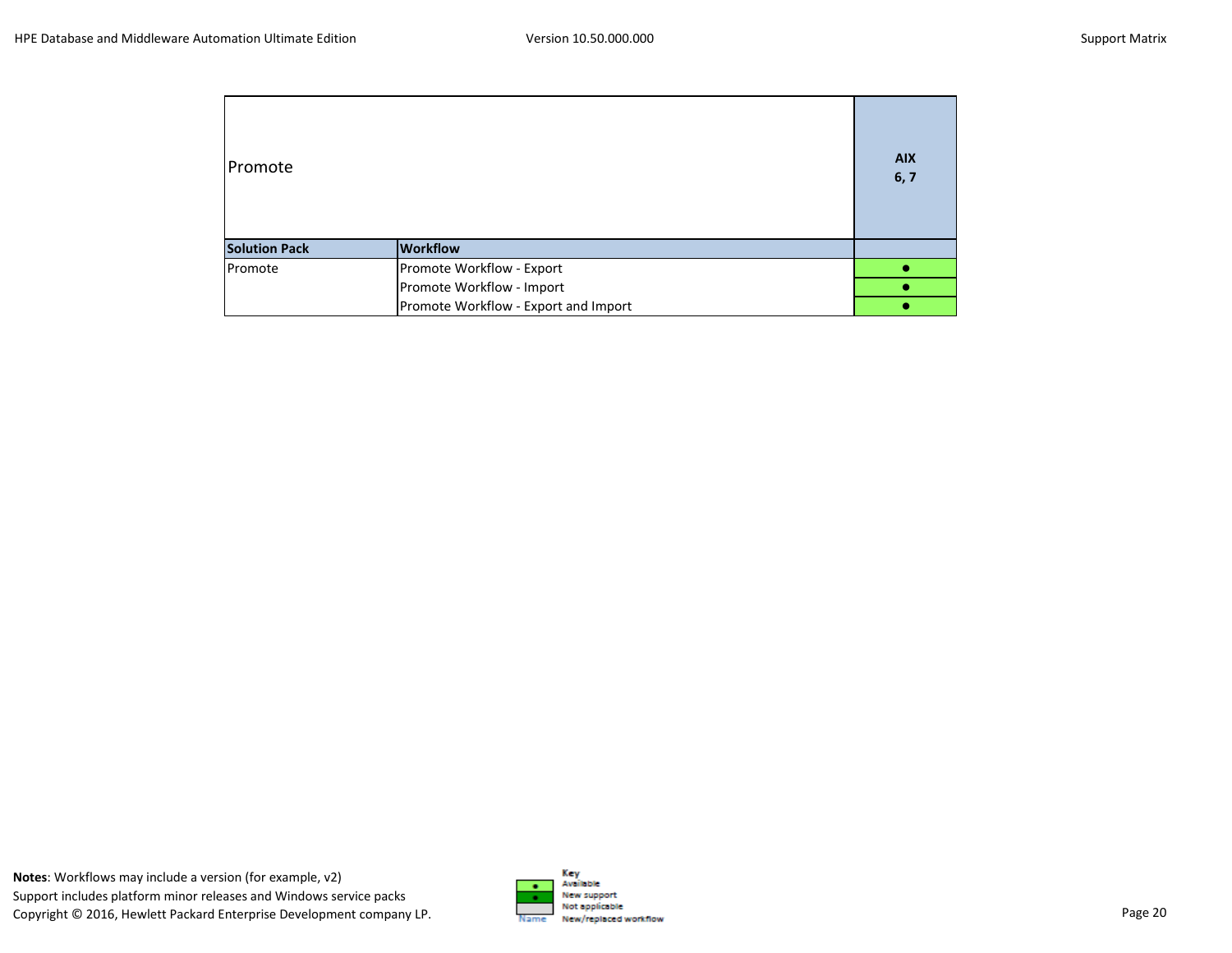| Promote | | AIX 6, 7 |
|---|---|---|
| **Solution Pack** | **Workflow** | |
| Promote | Promote Workflow - Export | ● |
| | Promote Workflow - Import | ● |
| | Promote Workflow - Export and Import | ● |

**Notes**: Workflows may include a version (for example, v2)
Support includes platform minor releases and Windows service packs
Copyright © 2016, Hewlett Packard Enterprise Development company LP.

Key
- ● Available
- ● New support
- Not applicable
- Name: New/replaced workflow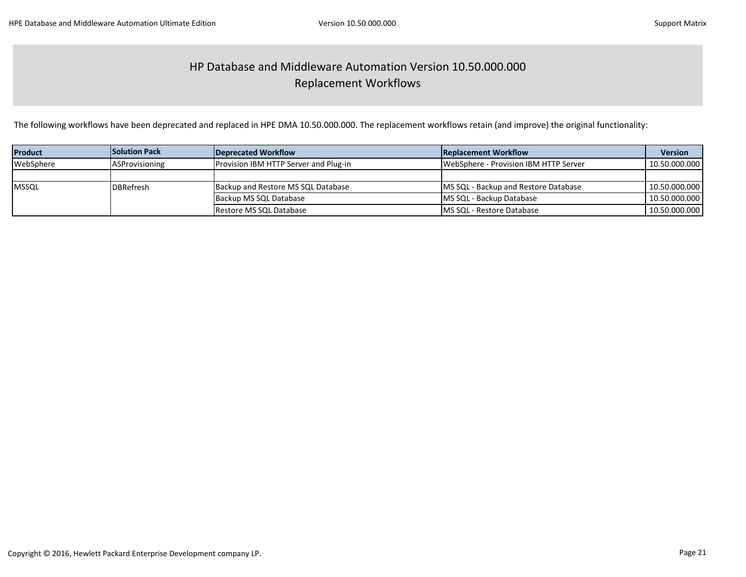# HP Database and Middleware Automation Version 10.50.000.000
## Replacement Workflows

The following workflows have been deprecated and replaced in HPE DMA 10.50.000.000. The replacement workflows retain (and improve) the original functionality:

| Product | Solution Pack | Deprecated Workflow | Replacement Workflow | Version |
| --- | --- | --- | --- | --- |
| WebSphere | ASProvisioning | Provision IBM HTTP Server and Plug-in | WebSphere - Provision IBM HTTP Server | 10.50.000.000 |
| | | | | |
| MSSQL | DBRefresh | Backup and Restore MS SQL Database | MS SQL - Backup and Restore Database | 10.50.000.000 |
| | | Backup MS SQL Database | MS SQL - Backup Database | 10.50.000.000 |
| | | Restore MS SQL Database | MS SQL - Restore Database | 10.50.000.000 |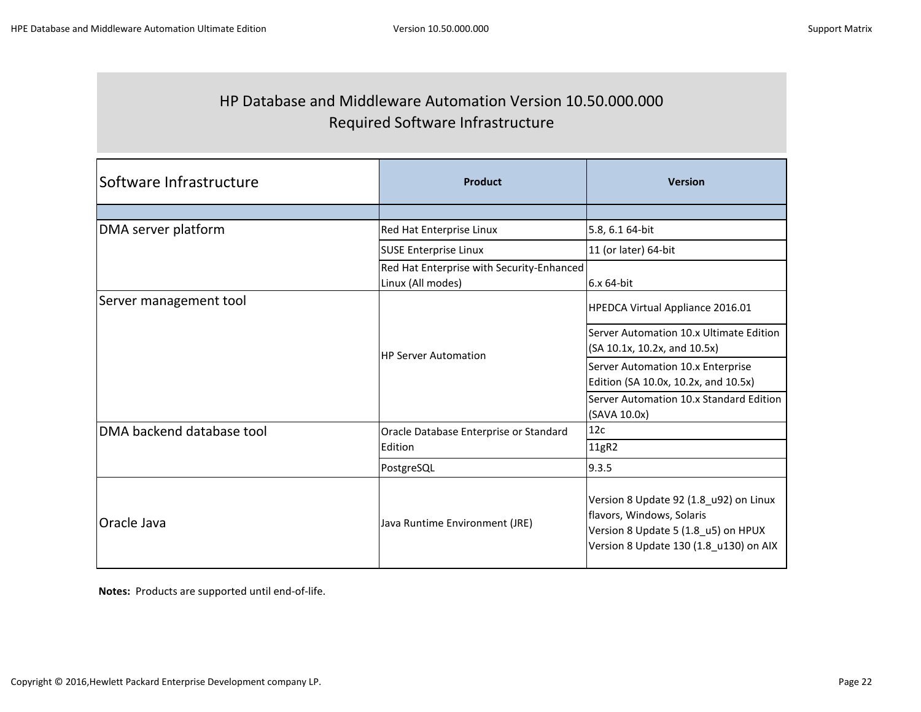# HP Database and Middleware Automation Version 10.50.000.000
## Required Software Infrastructure

| Software Infrastructure | Product | Version |
| --- | --- | --- |
| | | |
| DMA server platform | Red Hat Enterprise Linux | 5.8, 6.1 64-bit |
| | SUSE Enterprise Linux | 11 (or later) 64-bit |
| | Red Hat Enterprise with Security-Enhanced Linux (All modes) | 6.x 64-bit |
| Server management tool | HP Server Automation | HPEDCA Virtual Appliance 2016.01 |
| | | Server Automation 10.x Ultimate Edition (SA 10.1x, 10.2x, and 10.5x) |
| | | Server Automation 10.x Enterprise Edition (SA 10.0x, 10.2x, and 10.5x) |
| | | Server Automation 10.x Standard Edition (SAVA 10.0x) |
| DMA backend database tool | Oracle Database Enterprise or Standard Edition | 12c |
| | | 11gR2 |
| | PostgreSQL | 9.3.5 |
| Oracle Java | Java Runtime Environment (JRE) | Version 8 Update 92 (1.8_u92) on Linux flavors, Windows, Solaris<br>Version 8 Update 5 (1.8_u5) on HPUX<br>Version 8 Update 130 (1.8_u130) on AIX |

**Notes:** Products are supported until end-of-life.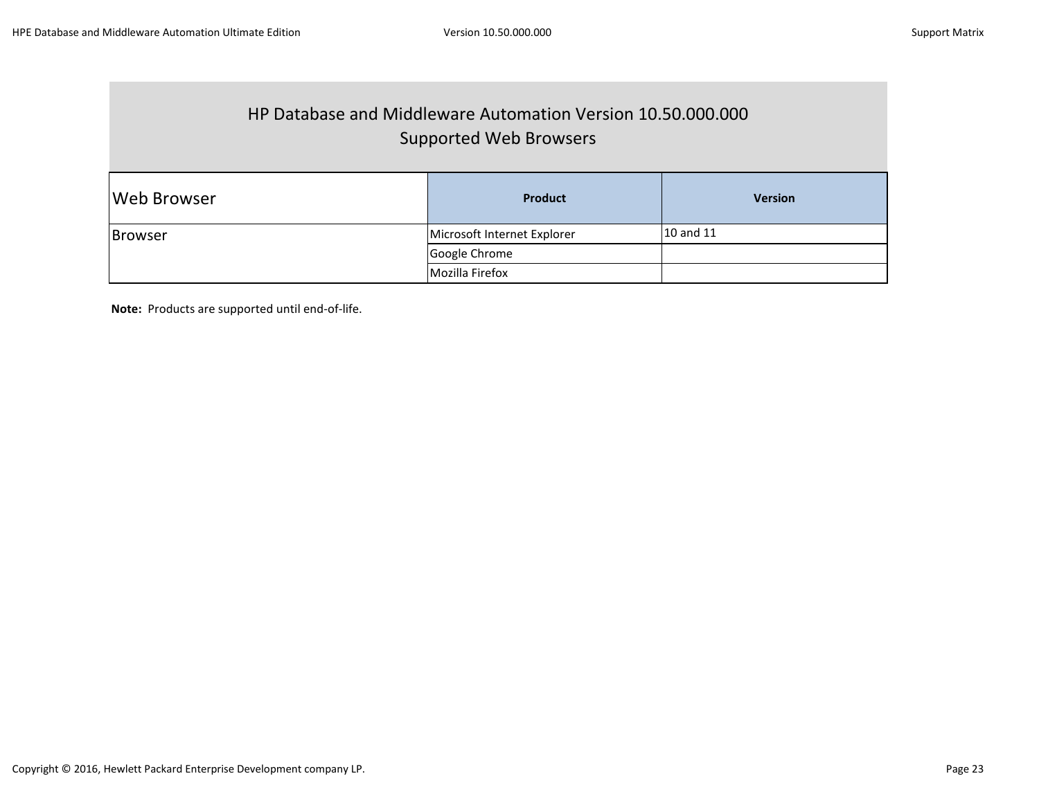# HP Database and Middleware Automation Version 10.50.000.000
## Supported Web Browsers

| Web Browser | Product | Version |
| --- | --- | --- |
| Browser | Microsoft Internet Explorer | 10 and 11 |
| | Google Chrome | |
| | Mozilla Firefox | |

**Note:** Products are supported until end-of-life.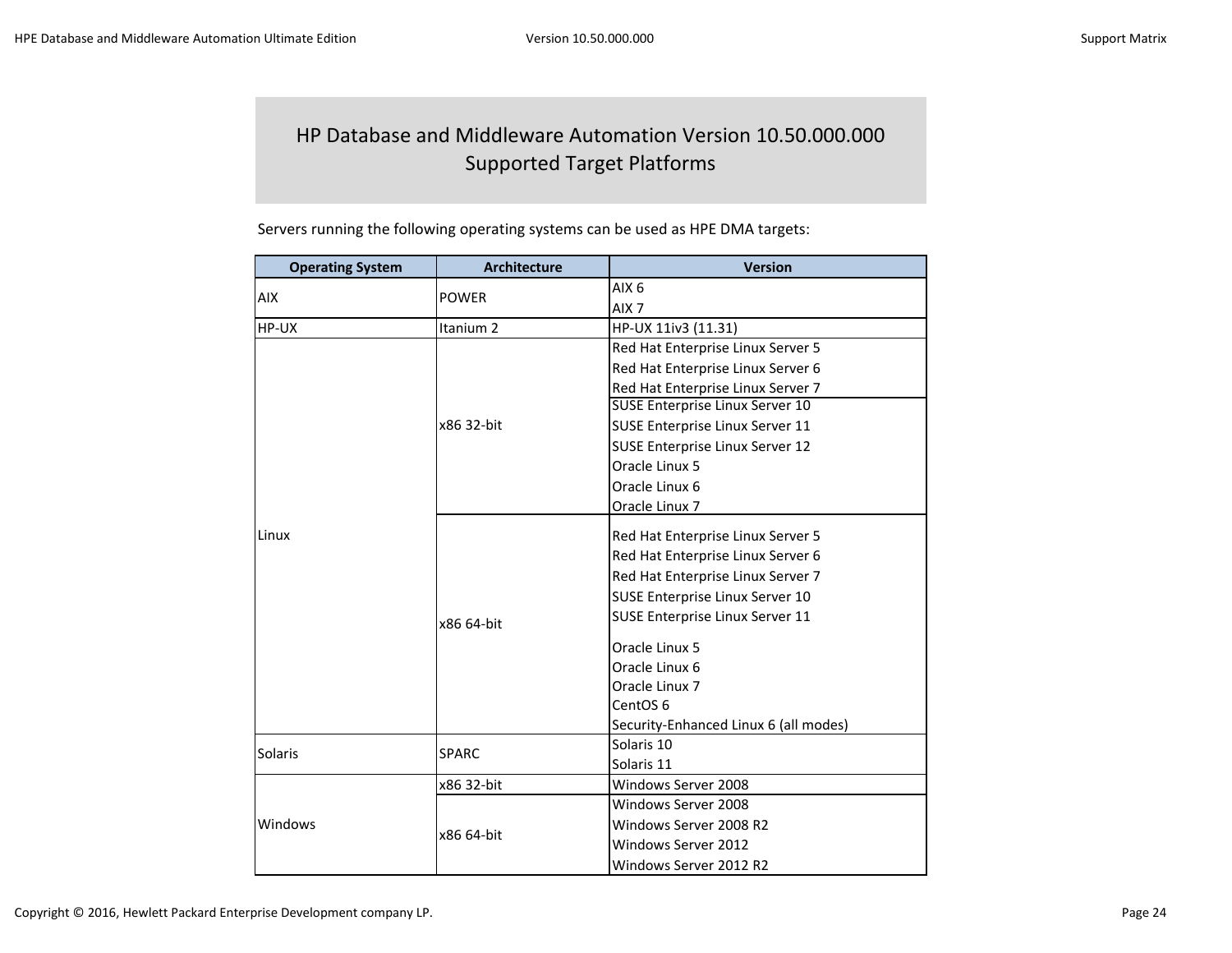# HP Database and Middleware Automation Version 10.50.000.000 Supported Target Platforms

Servers running the following operating systems can be used as HPE DMA targets:

| Operating System | Architecture | Version |
|---|---|---|
| AIX | POWER | AIX 6<br>AIX 7 |
| HP-UX | Itanium 2 | HP-UX 11iv3 (11.31) |
| Linux | x86 32-bit | Red Hat Enterprise Linux Server 5<br>Red Hat Enterprise Linux Server 6<br>Red Hat Enterprise Linux Server 7 |
| | | SUSE Enterprise Linux Server 10<br>SUSE Enterprise Linux Server 11<br>SUSE Enterprise Linux Server 12<br>Oracle Linux 5<br>Oracle Linux 6<br>Oracle Linux 7 |
| | x86 64-bit | Red Hat Enterprise Linux Server 5<br>Red Hat Enterprise Linux Server 6<br>Red Hat Enterprise Linux Server 7<br>SUSE Enterprise Linux Server 10<br>SUSE Enterprise Linux Server 11<br>Oracle Linux 5<br>Oracle Linux 6<br>Oracle Linux 7<br>CentOS 6<br>Security-Enhanced Linux 6 (all modes) |
| Solaris | SPARC | Solaris 10<br>Solaris 11 |
| Windows | x86 32-bit | Windows Server 2008 |
| | x86 64-bit | Windows Server 2008<br>Windows Server 2008 R2<br>Windows Server 2012<br>Windows Server 2012 R2 |